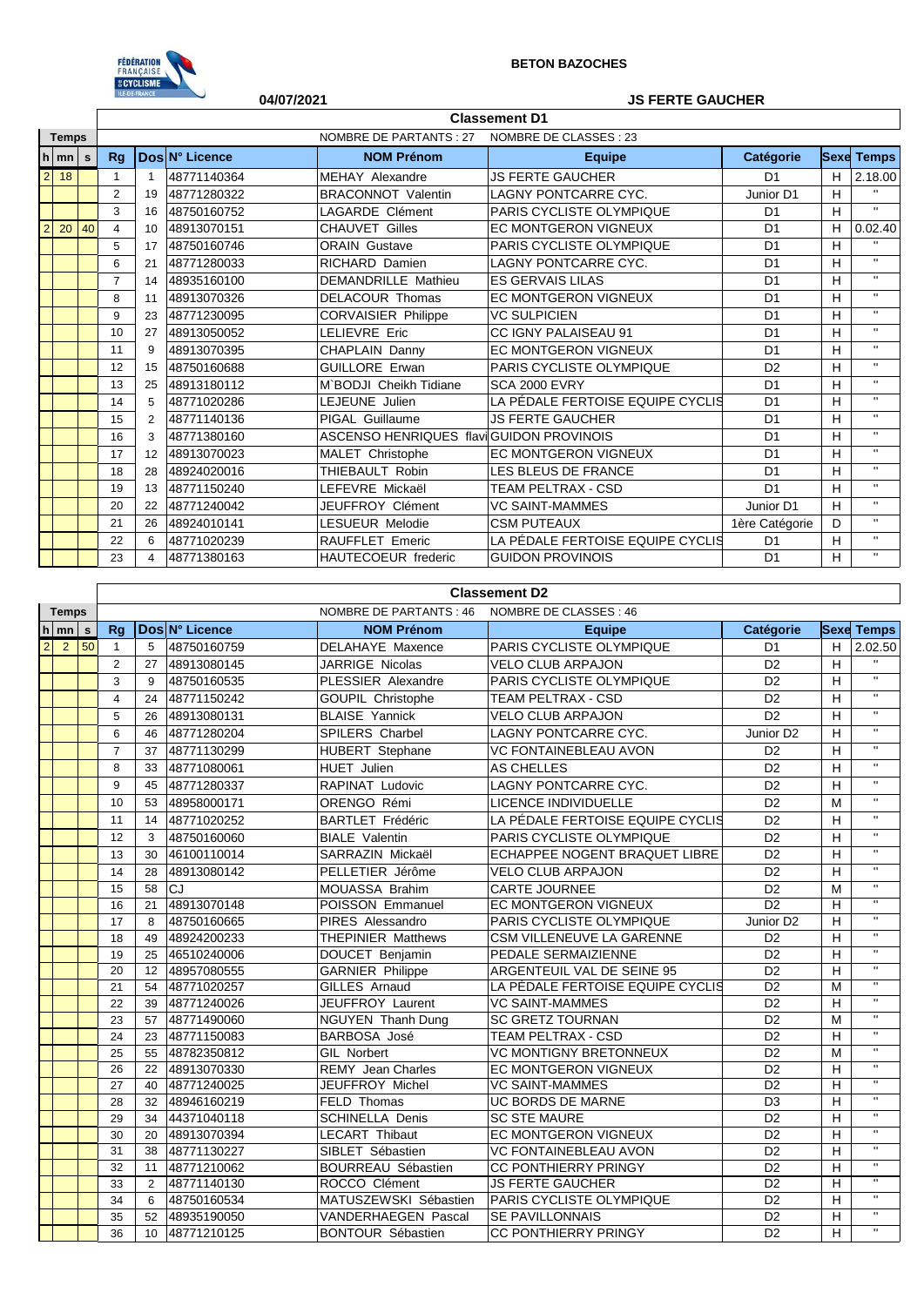FÉDÉRATION FRANÇAISE DE CYCLISME ILE-DE-FRANCE

**BETON BAZOCHES**

**04/07/2021** **JS FERTE GAUCHER**

## Classement D1

NOMBRE DE PARTANTS : 27 NOMBRE DE CLASSES : 23

| h | mn | s | Rg | Dos | N° Licence | NOM Prénom | Equipe | Catégorie | Sexe | Temps |
|---|---|---|---|---|---|---|---|---|---|---|
| 2 | 18 | | 1 | 1 | 48771140364 | MEHAY Alexandre | JS FERTE GAUCHER | D1 | H | 2.18.00 |
| | | | 2 | 19 | 48771280322 | BRACONNOT Valentin | LAGNY PONTCARRE CYC. | Junior D1 | H | " |
| | | | 3 | 16 | 48750160752 | LAGARDE Clément | PARIS CYCLISTE OLYMPIQUE | D1 | H | " |
| 2 | 20 | 40 | 4 | 10 | 48913070151 | CHAUVET Gilles | EC MONTGERON VIGNEUX | D1 | H | 0.02.40 |
| | | | 5 | 17 | 48750160746 | ORAIN Gustave | PARIS CYCLISTE OLYMPIQUE | D1 | H | " |
| | | | 6 | 21 | 48771280033 | RICHARD Damien | LAGNY PONTCARRE CYC. | D1 | H | " |
| | | | 7 | 14 | 48935160100 | DEMANDRILLE Mathieu | ES GERVAIS LILAS | D1 | H | " |
| | | | 8 | 11 | 48913070326 | DELACOUR Thomas | EC MONTGERON VIGNEUX | D1 | H | " |
| | | | 9 | 23 | 48771230095 | CORVAISIER Philippe | VC SULPICIEN | D1 | H | " |
| | | | 10 | 27 | 48913050052 | LELIEVRE Eric | CC IGNY PALAISEAU 91 | D1 | H | " |
| | | | 11 | 9 | 48913070395 | CHAPLAIN Danny | EC MONTGERON VIGNEUX | D1 | H | " |
| | | | 12 | 15 | 48750160688 | GUILLORE Erwan | PARIS CYCLISTE OLYMPIQUE | D2 | H | " |
| | | | 13 | 25 | 48913180112 | M'BODJI Cheikh Tidiane | SCA 2000 EVRY | D1 | H | " |
| | | | 14 | 5 | 48771020286 | LEJEUNE Julien | LA PÉDALE FERTOISE EQUIPE CYCLIS | D1 | H | " |
| | | | 15 | 2 | 48771140136 | PIGAL Guillaume | JS FERTE GAUCHER | D1 | H | " |
| | | | 16 | 3 | 48771380160 | ASCENSO HENRIQUES flavi | GUIDON PROVINOIS | D1 | H | " |
| | | | 17 | 12 | 48913070023 | MALET Christophe | EC MONTGERON VIGNEUX | D1 | H | " |
| | | | 18 | 28 | 48924020016 | THIEBAULT Robin | LES BLEUS DE FRANCE | D1 | H | " |
| | | | 19 | 13 | 48771150240 | LEFEVRE Mickaël | TEAM PELTRAX - CSD | D1 | H | " |
| | | | 20 | 22 | 48771240042 | JEUFFROY Clément | VC SAINT-MAMMES | Junior D1 | H | " |
| | | | 21 | 26 | 48924010141 | LESUEUR Melodie | CSM PUTEAUX | 1ère Catégorie | D | " |
| | | | 22 | 6 | 48771020239 | RAUFFLET Emeric | LA PÉDALE FERTOISE EQUIPE CYCLIS | D1 | H | " |
| | | | 23 | 4 | 48771380163 | HAUTECOEUR frederic | GUIDON PROVINOIS | D1 | H | " |

## Classement D2

NOMBRE DE PARTANTS : 46 NOMBRE DE CLASSES : 46

| h | mn | s | Rg | Dos | N° Licence | NOM Prénom | Equipe | Catégorie | Sexe | Temps |
|---|---|---|---|---|---|---|---|---|---|---|
| 2 | 2 | 50 | 1 | 5 | 48750160759 | DELAHAYE Maxence | PARIS CYCLISTE OLYMPIQUE | D1 | H | 2.02.50 |
| | | | 2 | 27 | 48913080145 | JARRIGE Nicolas | VELO CLUB ARPAJON | D2 | H | " |
| | | | 3 | 9 | 48750160535 | PLESSIER Alexandre | PARIS CYCLISTE OLYMPIQUE | D2 | H | " |
| | | | 4 | 24 | 48771150242 | GOUPIL Christophe | TEAM PELTRAX - CSD | D2 | H | " |
| | | | 5 | 26 | 48913080131 | BLAISE Yannick | VELO CLUB ARPAJON | D2 | H | " |
| | | | 6 | 46 | 48771280204 | SPILERS Charbel | LAGNY PONTCARRE CYC. | Junior D2 | H | " |
| | | | 7 | 37 | 48771130299 | HUBERT Stephane | VC FONTAINEBLEAU AVON | D2 | H | " |
| | | | 8 | 33 | 48771080061 | HUET Julien | AS CHELLES | D2 | H | " |
| | | | 9 | 45 | 48771280337 | RAPINAT Ludovic | LAGNY PONTCARRE CYC. | D2 | H | " |
| | | | 10 | 53 | 48958000171 | ORENGO Rémi | LICENCE INDIVIDUELLE | D2 | M | " |
| | | | 11 | 14 | 48771020252 | BARTLET Frédéric | LA PÉDALE FERTOISE EQUIPE CYCLIS | D2 | H | " |
| | | | 12 | 3 | 48750160060 | BIALE Valentin | PARIS CYCLISTE OLYMPIQUE | D2 | H | " |
| | | | 13 | 30 | 46100110014 | SARRAZIN Mickaël | ECHAPPEE NOGENT BRAQUET LIBRE | D2 | H | " |
| | | | 14 | 28 | 48913080142 | PELLETIER Jérôme | VELO CLUB ARPAJON | D2 | H | " |
| | | | 15 | 58 | CJ | MOUASSA Brahim | CARTE JOURNEE | D2 | M | " |
| | | | 16 | 21 | 48913070148 | POISSON Emmanuel | EC MONTGERON VIGNEUX | D2 | H | " |
| | | | 17 | 8 | 48750160665 | PIRES Alessandro | PARIS CYCLISTE OLYMPIQUE | Junior D2 | H | " |
| | | | 18 | 49 | 48924200233 | THEPINIER Matthews | CSM VILLENEUVE LA GARENNE | D2 | H | " |
| | | | 19 | 25 | 46510240006 | DOUCET Benjamin | PEDALE SERMAIZIENNE | D2 | H | " |
| | | | 20 | 12 | 48957080555 | GARNIER Philippe | ARGENTEUIL VAL DE SEINE 95 | D2 | H | " |
| | | | 21 | 54 | 48771020257 | GILLES Arnaud | LA PÉDALE FERTOISE EQUIPE CYCLIS | D2 | M | " |
| | | | 22 | 39 | 48771240026 | JEUFFROY Laurent | VC SAINT-MAMMES | D2 | H | " |
| | | | 23 | 57 | 48771490060 | NGUYEN Thanh Dung | SC GRETZ TOURNAN | D2 | M | " |
| | | | 24 | 23 | 48771150083 | BARBOSA José | TEAM PELTRAX - CSD | D2 | H | " |
| | | | 25 | 55 | 48782350812 | GIL Norbert | VC MONTIGNY BRETONNEUX | D2 | M | " |
| | | | 26 | 22 | 48913070330 | REMY Jean Charles | EC MONTGERON VIGNEUX | D2 | H | " |
| | | | 27 | 40 | 48771240025 | JEUFFROY Michel | VC SAINT-MAMMES | D2 | H | " |
| | | | 28 | 32 | 48946160219 | FELD Thomas | UC BORDS DE MARNE | D3 | H | " |
| | | | 29 | 34 | 44371040118 | SCHINELLA Denis | SC STE MAURE | D2 | H | " |
| | | | 30 | 20 | 48913070394 | LECART Thibaut | EC MONTGERON VIGNEUX | D2 | H | " |
| | | | 31 | 38 | 48771130227 | SIBLET Sébastien | VC FONTAINEBLEAU AVON | D2 | H | " |
| | | | 32 | 11 | 48771210062 | BOURREAU Sébastien | CC PONTHIERRY PRINGY | D2 | H | " |
| | | | 33 | 2 | 48771140130 | ROCCO Clément | JS FERTE GAUCHER | D2 | H | " |
| | | | 34 | 6 | 48750160534 | MATUSZEWSKI Sébastien | PARIS CYCLISTE OLYMPIQUE | D2 | H | " |
| | | | 35 | 52 | 48935190050 | VANDERHAEGEN Pascal | SE PAVILLONNAIS | D2 | H | " |
| | | | 36 | 10 | 48771210125 | BONTOUR Sébastien | CC PONTHIERRY PRINGY | D2 | H | " |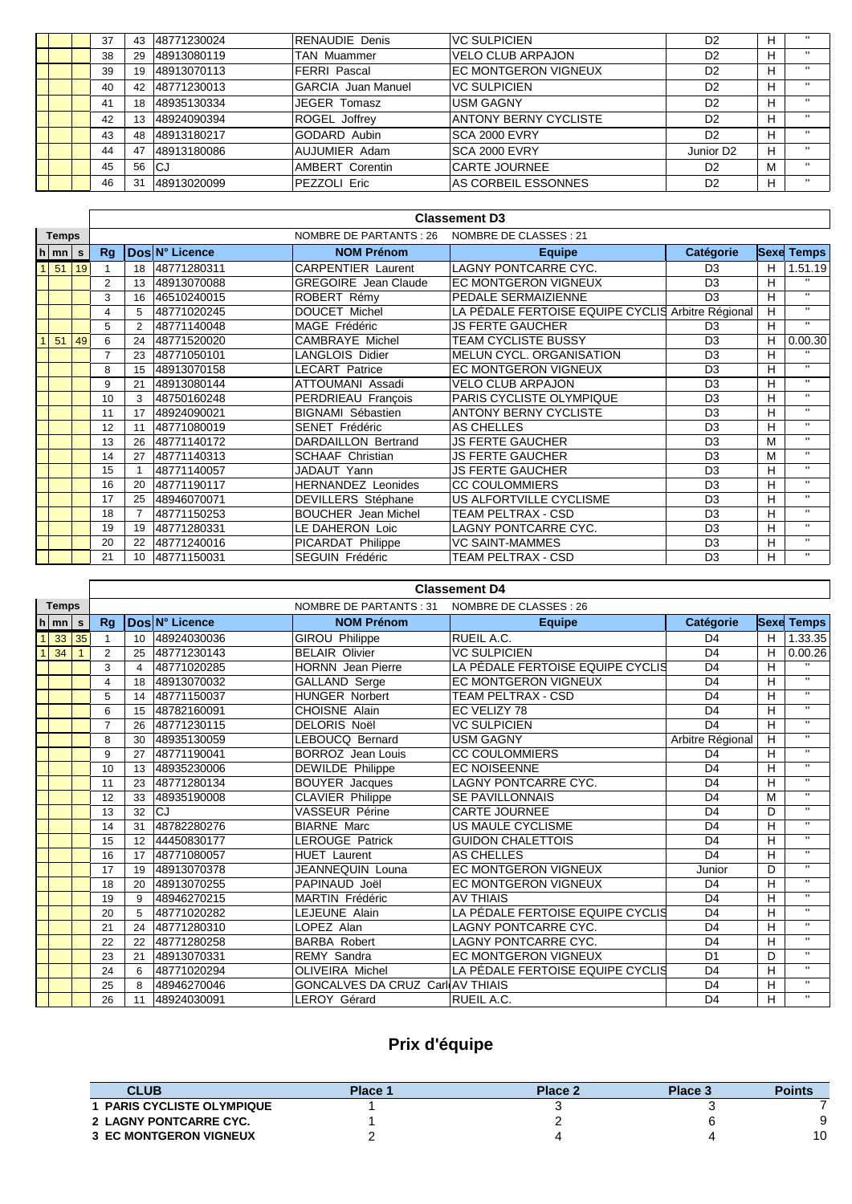| h | mn | s | Rg | Dos | N° Licence | NOM Prénom | Equipe | Catégorie | Sexe | Temps |
|---|---|---|---|---|---|---|---|---|---|---|
| | | | 37 | 43 | 48771230024 | RENAUDIE Denis | VC SULPICIEN | D2 | H | " |
| | | | 38 | 29 | 48913080119 | TAN Muammer | VELO CLUB ARPAJON | D2 | H | " |
| | | | 39 | 19 | 48913070113 | FERRI Pascal | EC MONTGERON VIGNEUX | D2 | H | " |
| | | | 40 | 42 | 48771230013 | GARCIA Juan Manuel | VC SULPICIEN | D2 | H | " |
| | | | 41 | 18 | 48935130334 | JEGER Tomasz | USM GAGNY | D2 | H | " |
| | | | 42 | 13 | 48924090394 | ROGEL Joffrey | ANTONY BERNY CYCLISTE | D2 | H | " |
| | | | 43 | 48 | 48913180217 | GODARD Aubin | SCA 2000 EVRY | D2 | H | " |
| | | | 44 | 47 | 48913180086 | AUJUMIER Adam | SCA 2000 EVRY | Junior D2 | H | " |
| | | | 45 | 56 | CJ | AMBERT Corentin | CARTE JOURNEE | D2 | M | " |
| | | | 46 | 31 | 48913020099 | PEZZOLI Eric | AS CORBEIL ESSONNES | D2 | H | " |

## Classement D3

NOMBRE DE PARTANTS : 26 NOMBRE DE CLASSES : 21

| h | mn | s | Rg | Dos | N° Licence | NOM Prénom | Equipe | Catégorie | Sexe | Temps |
|---|---|---|---|---|---|---|---|---|---|---|
| 1 | 51 | 19 | 1 | 18 | 48771280311 | CARPENTIER Laurent | LAGNY PONTCARRE CYC. | D3 | H | 1.51.19 |
| | | | 2 | 13 | 48913070088 | GREGOIRE Jean Claude | EC MONTGERON VIGNEUX | D3 | H | " |
| | | | 3 | 16 | 46510240015 | ROBERT Rémy | PEDALE SERMAIZIENNE | D3 | H | " |
| | | | 4 | 5 | 48771020245 | DOUCET Michel | LA PÉDALE FERTOISE EQUIPE CYCLIS | Arbitre Régional | H | " |
| | | | 5 | 2 | 48771140048 | MAGE Frédéric | JS FERTE GAUCHER | D3 | H | " |
| 1 | 51 | 49 | 6 | 24 | 48771520020 | CAMBRAYE Michel | TEAM CYCLISTE BUSSY | D3 | H | 0.00.30 |
| | | | 7 | 23 | 48771050101 | LANGLOIS Didier | MELUN CYCL. ORGANISATION | D3 | H | " |
| | | | 8 | 15 | 48913070158 | LECART Patrice | EC MONTGERON VIGNEUX | D3 | H | " |
| | | | 9 | 21 | 48913080144 | ATTOUMANI Assadi | VELO CLUB ARPAJON | D3 | H | " |
| | | | 10 | 3 | 48750160248 | PERDRIEAU François | PARIS CYCLISTE OLYMPIQUE | D3 | H | " |
| | | | 11 | 17 | 48924090021 | BIGNAMI Sébastien | ANTONY BERNY CYCLISTE | D3 | H | " |
| | | | 12 | 11 | 48771080019 | SENET Frédéric | AS CHELLES | D3 | H | " |
| | | | 13 | 26 | 48771140172 | DARDAILLON Bertrand | JS FERTE GAUCHER | D3 | M | " |
| | | | 14 | 27 | 48771140313 | SCHAAF Christian | JS FERTE GAUCHER | D3 | M | " |
| | | | 15 | 1 | 48771140057 | JADAUT Yann | JS FERTE GAUCHER | D3 | H | " |
| | | | 16 | 20 | 48771190117 | HERNANDEZ Leonides | CC COULOMMIERS | D3 | H | " |
| | | | 17 | 25 | 48946070071 | DEVILLERS Stéphane | US ALFORTVILLE CYCLISME | D3 | H | " |
| | | | 18 | 7 | 48771150253 | BOUCHER Jean Michel | TEAM PELTRAX - CSD | D3 | H | " |
| | | | 19 | 19 | 48771280331 | LE DAHERON Loic | LAGNY PONTCARRE CYC. | D3 | H | " |
| | | | 20 | 22 | 48771240016 | PICARDAT Philippe | VC SAINT-MAMMES | D3 | H | " |
| | | | 21 | 10 | 48771150031 | SEGUIN Frédéric | TEAM PELTRAX - CSD | D3 | H | " |

## Classement D4

NOMBRE DE PARTANTS : 31 NOMBRE DE CLASSES : 26

| h | mn | s | Rg | Dos | N° Licence | NOM Prénom | Equipe | Catégorie | Sexe | Temps |
|---|---|---|---|---|---|---|---|---|---|---|
| 1 | 33 | 35 | 1 | 10 | 48924030036 | GIROU Philippe | RUEIL A.C. | D4 | H | 1.33.35 |
| 1 | 34 | 1 | 2 | 25 | 48771230143 | BELAIR Olivier | VC SULPICIEN | D4 | H | 0.00.26 |
| | | | 3 | 4 | 48771020285 | HORNN Jean Pierre | LA PÉDALE FERTOISE EQUIPE CYCLIS | D4 | H | " |
| | | | 4 | 18 | 48913070032 | GALLAND Serge | EC MONTGERON VIGNEUX | D4 | H | " |
| | | | 5 | 14 | 48771150037 | HUNGER Norbert | TEAM PELTRAX - CSD | D4 | H | " |
| | | | 6 | 15 | 48782160091 | CHOISNE Alain | EC VELIZY 78 | D4 | H | " |
| | | | 7 | 26 | 48771230115 | DELORIS Noël | VC SULPICIEN | D4 | H | " |
| | | | 8 | 30 | 48935130059 | LEBOUCQ Bernard | USM GAGNY | Arbitre Régional | H | " |
| | | | 9 | 27 | 48771190041 | BORROZ Jean Louis | CC COULOMMIERS | D4 | H | " |
| | | | 10 | 13 | 48935230006 | DEWILDE Philippe | EC NOISEENNE | D4 | H | " |
| | | | 11 | 23 | 48771280134 | BOUYER Jacques | LAGNY PONTCARRE CYC. | D4 | H | " |
| | | | 12 | 33 | 48935190008 | CLAVIER Philippe | SE PAVILLONNAIS | D4 | M | " |
| | | | 13 | 32 | CJ | VASSEUR Périne | CARTE JOURNEE | D4 | D | " |
| | | | 14 | 31 | 48782280276 | BIARNE Marc | US MAULE CYCLISME | D4 | H | " |
| | | | 15 | 12 | 44450830177 | LEROUGE Patrick | GUIDON CHALETTOIS | D4 | H | " |
| | | | 16 | 17 | 48771080057 | HUET Laurent | AS CHELLES | D4 | H | " |
| | | | 17 | 19 | 48913070378 | JEANNEQUIN Louna | EC MONTGERON VIGNEUX | Junior | D | " |
| | | | 18 | 20 | 48913070255 | PAPINAUD Joël | EC MONTGERON VIGNEUX | D4 | H | " |
| | | | 19 | 9 | 48946270215 | MARTIN Frédéric | AV THIAIS | D4 | H | " |
| | | | 20 | 5 | 48771020282 | LEJEUNE Alain | LA PÉDALE FERTOISE EQUIPE CYCLIS | D4 | H | " |
| | | | 21 | 24 | 48771280310 | LOPEZ Alan | LAGNY PONTCARRE CYC. | D4 | H | " |
| | | | 22 | 22 | 48771280258 | BARBA Robert | LAGNY PONTCARRE CYC. | D4 | H | " |
| | | | 23 | 21 | 48913070331 | REMY Sandra | EC MONTGERON VIGNEUX | D1 | D | " |
| | | | 24 | 6 | 48771020294 | OLIVEIRA Michel | LA PÉDALE FERTOISE EQUIPE CYCLIS | D4 | H | " |
| | | | 25 | 8 | 48946270046 | GONCALVES DA CRUZ Carl | AV THIAIS | D4 | H | " |
| | | | 26 | 11 | 48924030091 | LEROY Gérard | RUEIL A.C. | D4 | H | " |

# Prix d'équipe

| CLUB | Place 1 | Place 2 | Place 3 | Points |
|---|---|---|---|---|
| 1 PARIS CYCLISTE OLYMPIQUE | 1 | 3 | 3 | 7 |
| 2 LAGNY PONTCARRE CYC. | 1 | 2 | 6 | 9 |
| 3 EC MONTGERON VIGNEUX | 2 | 4 | 4 | 10 |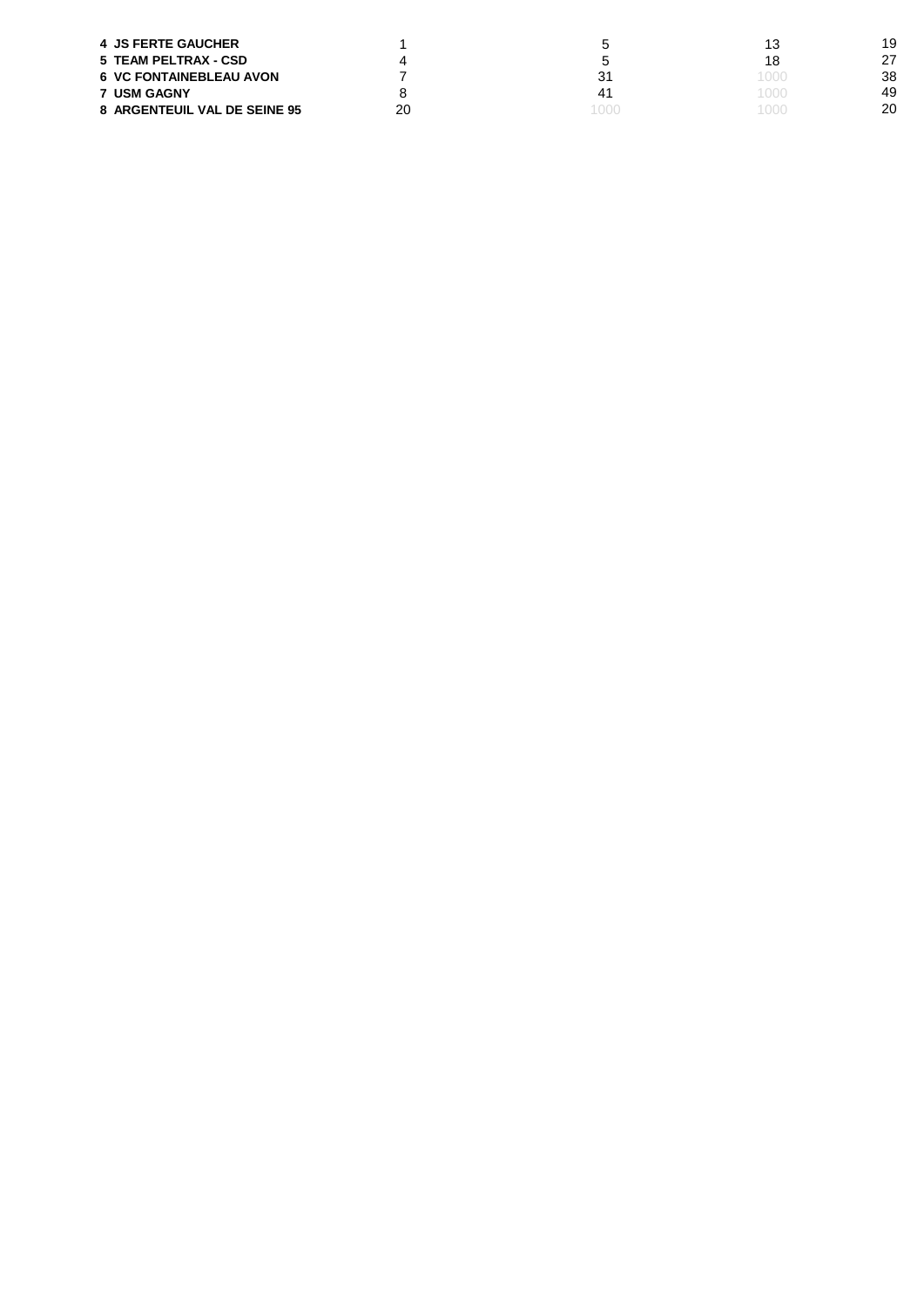| | | | | |
|---|---|---|---|---|
| **4 JS FERTE GAUCHER** | 1 | 5 | 13 | 19 |
| **5 TEAM PELTRAX - CSD** | 4 | 5 | 18 | 27 |
| **6 VC FONTAINEBLEAU AVON** | 7 | 31 | 1000 | 38 |
| **7 USM GAGNY** | 8 | 41 | 1000 | 49 |
| **8 ARGENTEUIL VAL DE SEINE 95** | 20 | 1000 | 1000 | 20 |